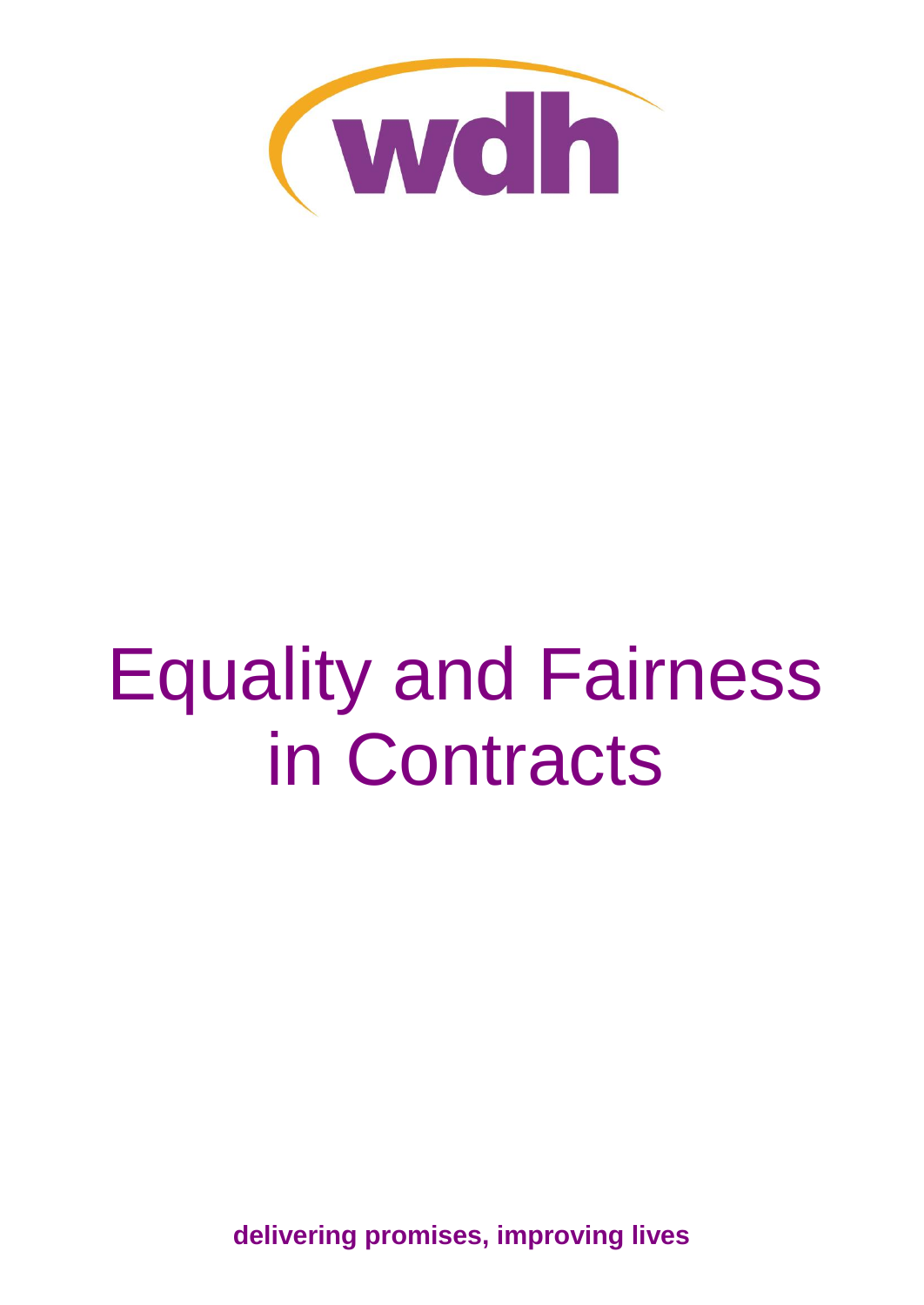wdh

# Equality and Fairness in Contracts

**delivering promises, improving lives**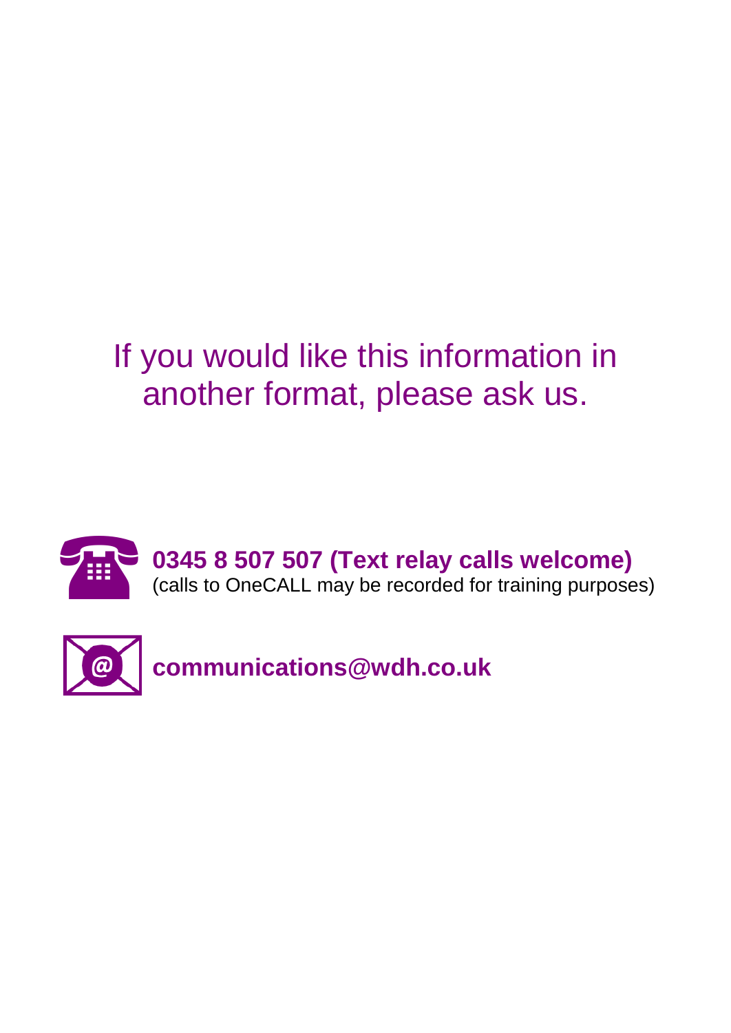If you would like this information in another format, please ask us.

**0345 8 507 507 (Text relay calls welcome)**
(calls to OneCALL may be recorded for training purposes)

**communications@wdh.co.uk**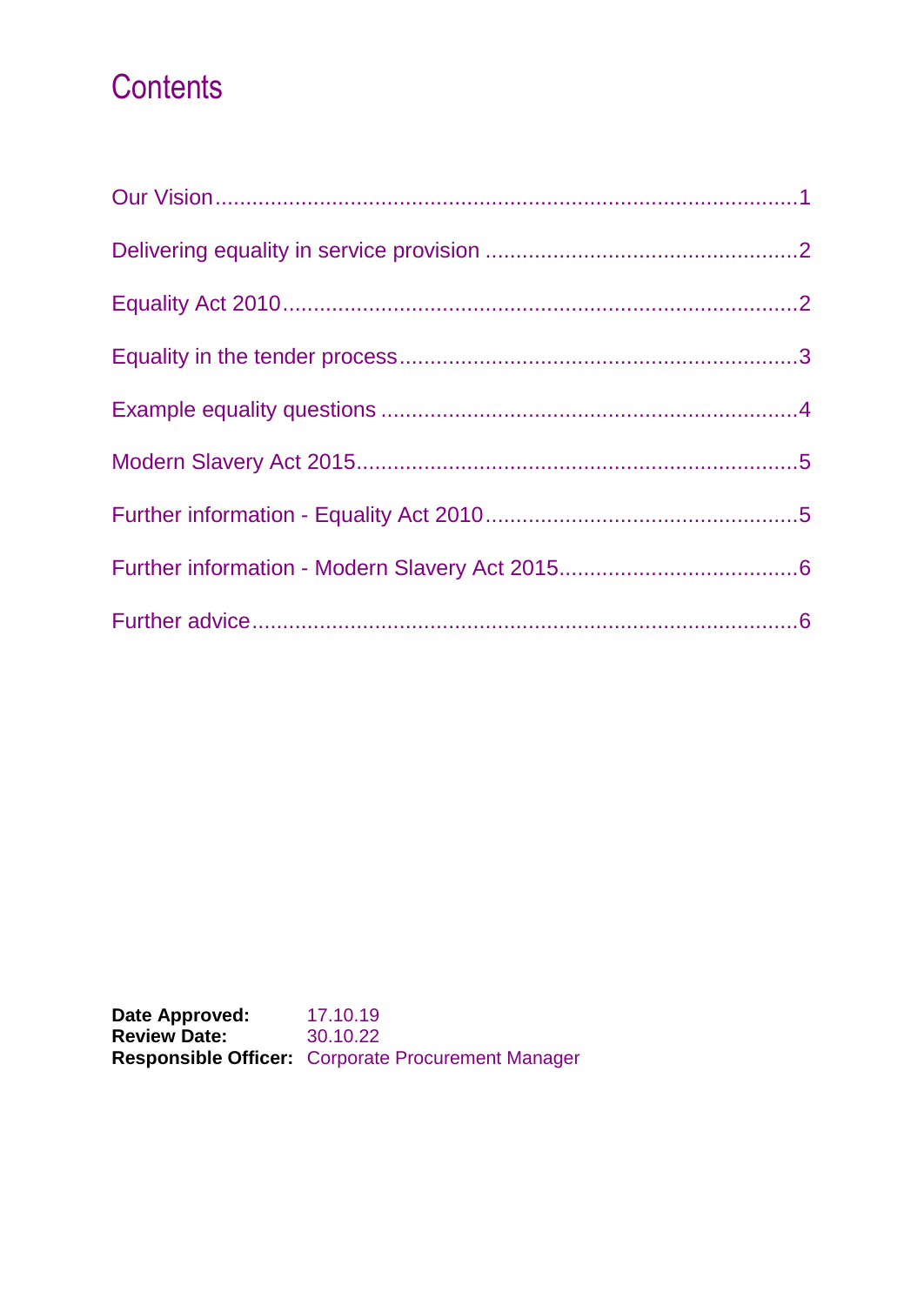# Contents

Our Vision....................................................................................................1

Delivering equality in service provision ..................................................2

Equality Act 2010........................................................................................2

Equality in the tender process..................................................................3

Example equality questions ......................................................................4

Modern Slavery Act 2015...........................................................................5

Further information - Equality Act 2010....................................................5

Further information - Modern Slavery Act 2015.......................................6

Further advice.............................................................................................6

**Date Approved:** 17.10.19
**Review Date:** 30.10.22
**Responsible Officer:** Corporate Procurement Manager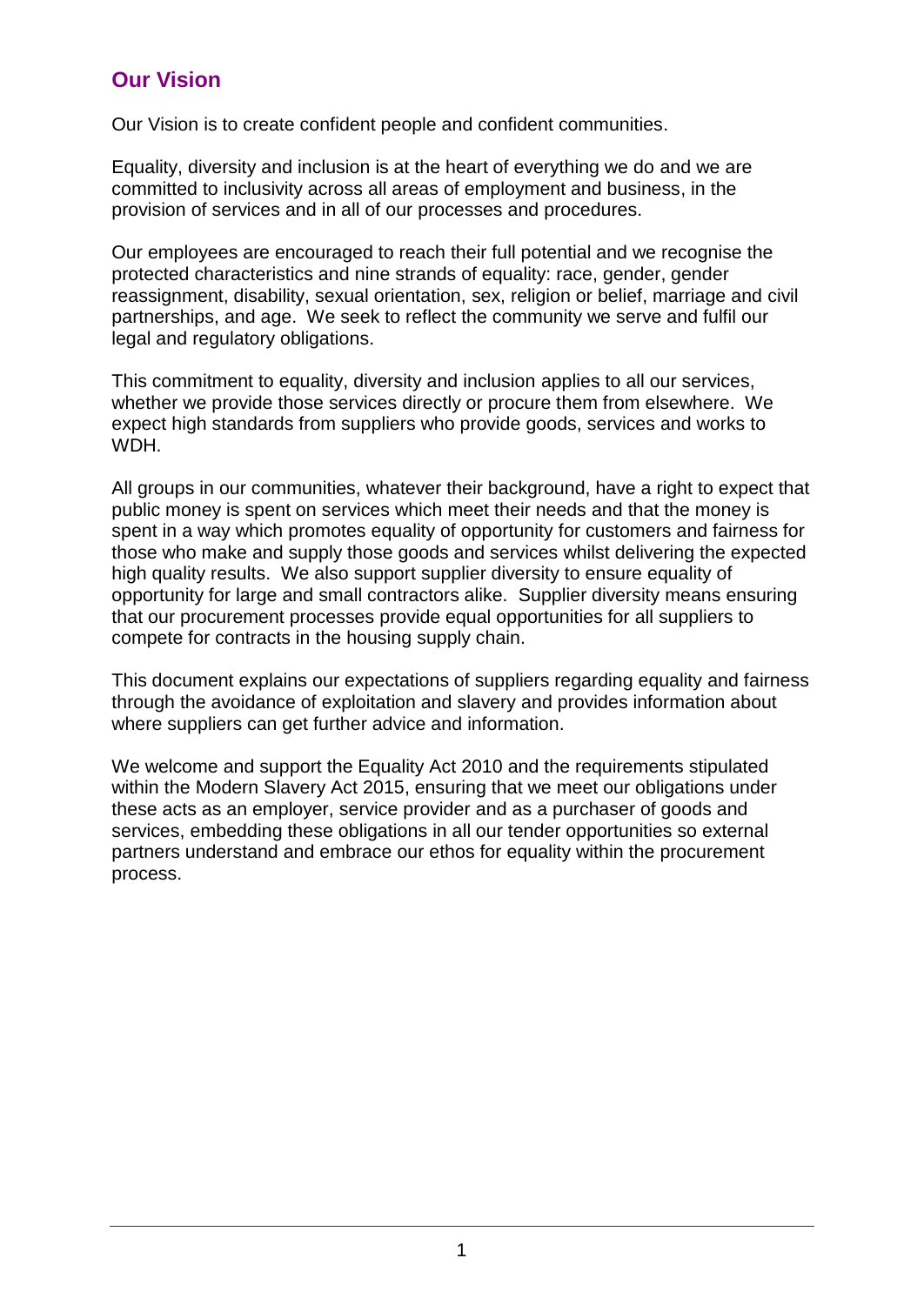## Our Vision

Our Vision is to create confident people and confident communities.

Equality, diversity and inclusion is at the heart of everything we do and we are committed to inclusivity across all areas of employment and business, in the provision of services and in all of our processes and procedures.

Our employees are encouraged to reach their full potential and we recognise the protected characteristics and nine strands of equality: race, gender, gender reassignment, disability, sexual orientation, sex, religion or belief, marriage and civil partnerships, and age. We seek to reflect the community we serve and fulfil our legal and regulatory obligations.

This commitment to equality, diversity and inclusion applies to all our services, whether we provide those services directly or procure them from elsewhere. We expect high standards from suppliers who provide goods, services and works to WDH.

All groups in our communities, whatever their background, have a right to expect that public money is spent on services which meet their needs and that the money is spent in a way which promotes equality of opportunity for customers and fairness for those who make and supply those goods and services whilst delivering the expected high quality results. We also support supplier diversity to ensure equality of opportunity for large and small contractors alike. Supplier diversity means ensuring that our procurement processes provide equal opportunities for all suppliers to compete for contracts in the housing supply chain.

This document explains our expectations of suppliers regarding equality and fairness through the avoidance of exploitation and slavery and provides information about where suppliers can get further advice and information.

We welcome and support the Equality Act 2010 and the requirements stipulated within the Modern Slavery Act 2015, ensuring that we meet our obligations under these acts as an employer, service provider and as a purchaser of goods and services, embedding these obligations in all our tender opportunities so external partners understand and embrace our ethos for equality within the procurement process.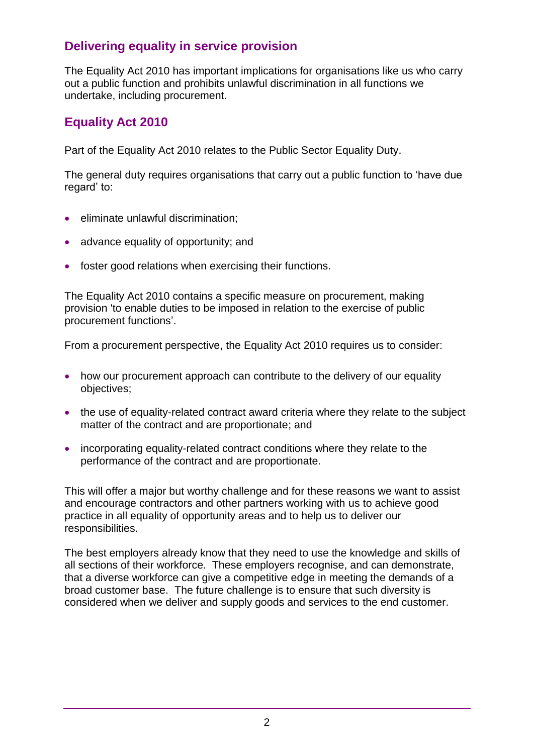## Delivering equality in service provision

The Equality Act 2010 has important implications for organisations like us who carry out a public function and prohibits unlawful discrimination in all functions we undertake, including procurement.

## Equality Act 2010

Part of the Equality Act 2010 relates to the Public Sector Equality Duty.

The general duty requires organisations that carry out a public function to 'have due regard' to:

- eliminate unlawful discrimination;
- advance equality of opportunity; and
- foster good relations when exercising their functions.

The Equality Act 2010 contains a specific measure on procurement, making provision 'to enable duties to be imposed in relation to the exercise of public procurement functions'.

From a procurement perspective, the Equality Act 2010 requires us to consider:

- how our procurement approach can contribute to the delivery of our equality objectives;
- the use of equality-related contract award criteria where they relate to the subject matter of the contract and are proportionate; and
- incorporating equality-related contract conditions where they relate to the performance of the contract and are proportionate.

This will offer a major but worthy challenge and for these reasons we want to assist and encourage contractors and other partners working with us to achieve good practice in all equality of opportunity areas and to help us to deliver our responsibilities.

The best employers already know that they need to use the knowledge and skills of all sections of their workforce. These employers recognise, and can demonstrate, that a diverse workforce can give a competitive edge in meeting the demands of a broad customer base. The future challenge is to ensure that such diversity is considered when we deliver and supply goods and services to the end customer.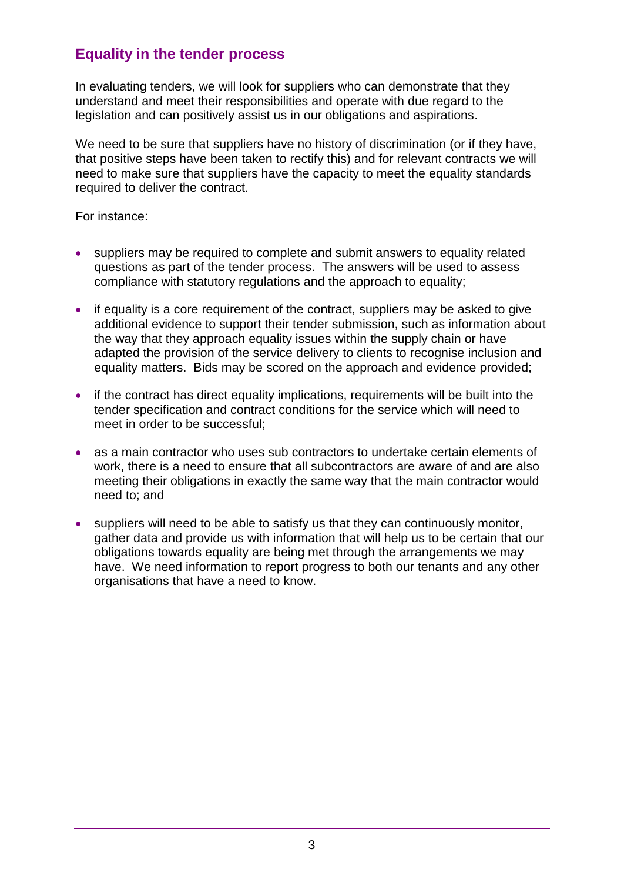## Equality in the tender process

In evaluating tenders, we will look for suppliers who can demonstrate that they understand and meet their responsibilities and operate with due regard to the legislation and can positively assist us in our obligations and aspirations.

We need to be sure that suppliers have no history of discrimination (or if they have, that positive steps have been taken to rectify this) and for relevant contracts we will need to make sure that suppliers have the capacity to meet the equality standards required to deliver the contract.

For instance:

- suppliers may be required to complete and submit answers to equality related questions as part of the tender process. The answers will be used to assess compliance with statutory regulations and the approach to equality;
- if equality is a core requirement of the contract, suppliers may be asked to give additional evidence to support their tender submission, such as information about the way that they approach equality issues within the supply chain or have adapted the provision of the service delivery to clients to recognise inclusion and equality matters. Bids may be scored on the approach and evidence provided;
- if the contract has direct equality implications, requirements will be built into the tender specification and contract conditions for the service which will need to meet in order to be successful;
- as a main contractor who uses sub contractors to undertake certain elements of work, there is a need to ensure that all subcontractors are aware of and are also meeting their obligations in exactly the same way that the main contractor would need to; and
- suppliers will need to be able to satisfy us that they can continuously monitor, gather data and provide us with information that will help us to be certain that our obligations towards equality are being met through the arrangements we may have. We need information to report progress to both our tenants and any other organisations that have a need to know.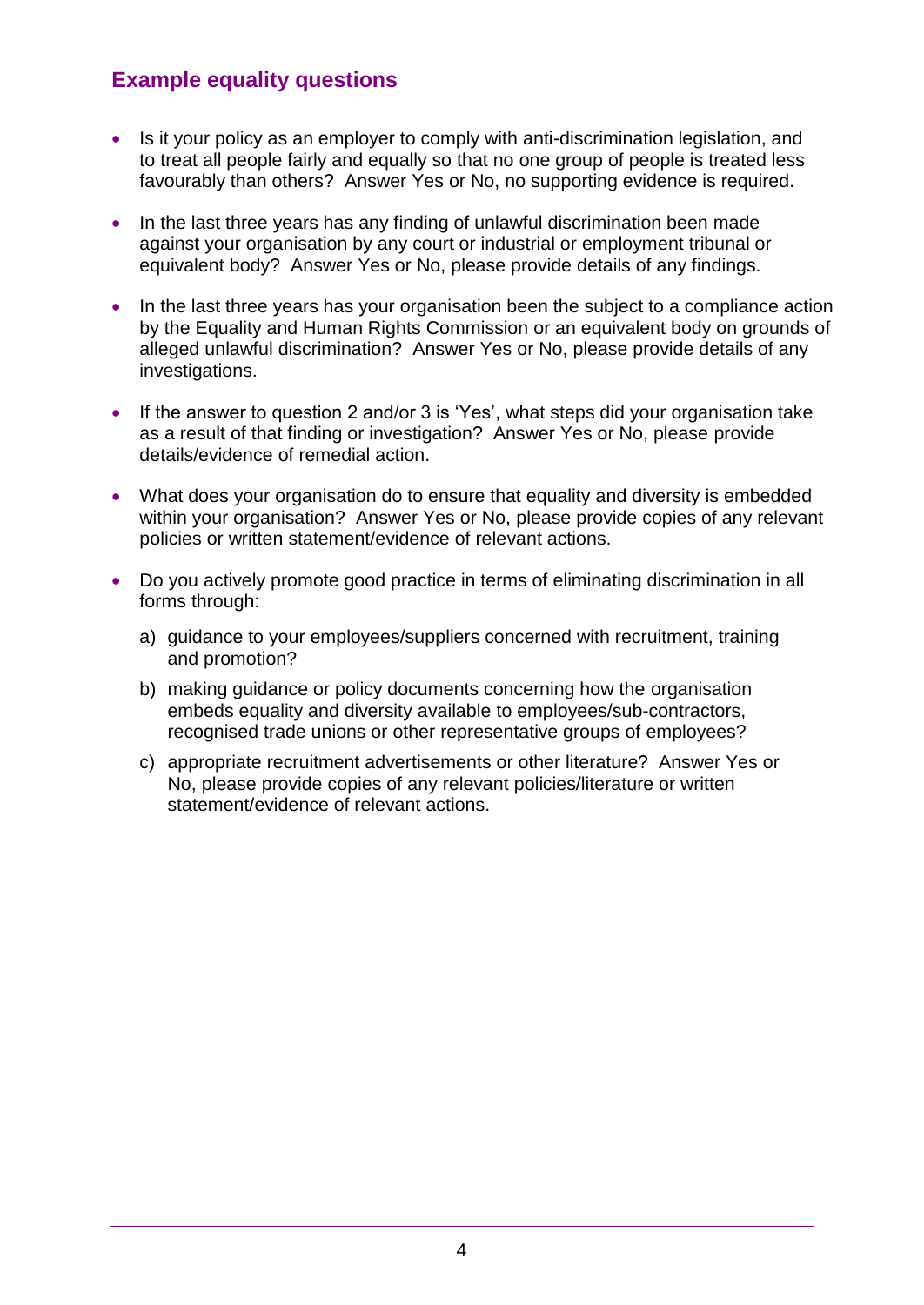## Example equality questions

- Is it your policy as an employer to comply with anti-discrimination legislation, and to treat all people fairly and equally so that no one group of people is treated less favourably than others? Answer Yes or No, no supporting evidence is required.
- In the last three years has any finding of unlawful discrimination been made against your organisation by any court or industrial or employment tribunal or equivalent body? Answer Yes or No, please provide details of any findings.
- In the last three years has your organisation been the subject to a compliance action by the Equality and Human Rights Commission or an equivalent body on grounds of alleged unlawful discrimination? Answer Yes or No, please provide details of any investigations.
- If the answer to question 2 and/or 3 is 'Yes', what steps did your organisation take as a result of that finding or investigation? Answer Yes or No, please provide details/evidence of remedial action.
- What does your organisation do to ensure that equality and diversity is embedded within your organisation? Answer Yes or No, please provide copies of any relevant policies or written statement/evidence of relevant actions.
- Do you actively promote good practice in terms of eliminating discrimination in all forms through:
  a) guidance to your employees/suppliers concerned with recruitment, training and promotion?
  b) making guidance or policy documents concerning how the organisation embeds equality and diversity available to employees/sub-contractors, recognised trade unions or other representative groups of employees?
  c) appropriate recruitment advertisements or other literature? Answer Yes or No, please provide copies of any relevant policies/literature or written statement/evidence of relevant actions.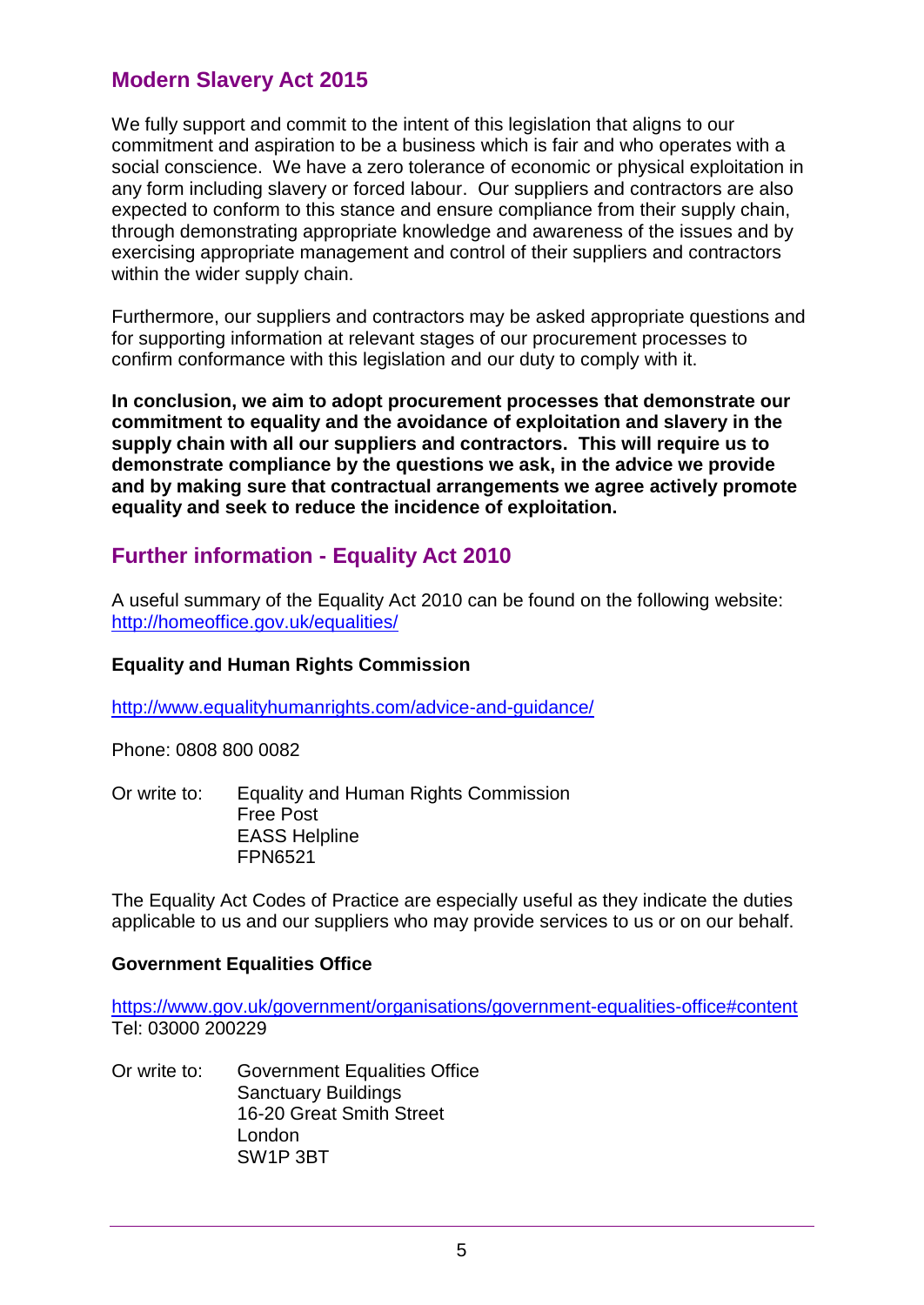## Modern Slavery Act 2015

We fully support and commit to the intent of this legislation that aligns to our commitment and aspiration to be a business which is fair and who operates with a social conscience. We have a zero tolerance of economic or physical exploitation in any form including slavery or forced labour. Our suppliers and contractors are also expected to conform to this stance and ensure compliance from their supply chain, through demonstrating appropriate knowledge and awareness of the issues and by exercising appropriate management and control of their suppliers and contractors within the wider supply chain.

Furthermore, our suppliers and contractors may be asked appropriate questions and for supporting information at relevant stages of our procurement processes to confirm conformance with this legislation and our duty to comply with it.

**In conclusion, we aim to adopt procurement processes that demonstrate our commitment to equality and the avoidance of exploitation and slavery in the supply chain with all our suppliers and contractors. This will require us to demonstrate compliance by the questions we ask, in the advice we provide and by making sure that contractual arrangements we agree actively promote equality and seek to reduce the incidence of exploitation.**

## Further information - Equality Act 2010

A useful summary of the Equality Act 2010 can be found on the following website: http://homeoffice.gov.uk/equalities/

**Equality and Human Rights Commission**

http://www.equalityhumanrights.com/advice-and-guidance/

Phone: 0808 800 0082

Or write to: Equality and Human Rights Commission
Free Post
EASS Helpline
FPN6521

The Equality Act Codes of Practice are especially useful as they indicate the duties applicable to us and our suppliers who may provide services to us or on our behalf.

**Government Equalities Office**

https://www.gov.uk/government/organisations/government-equalities-office#content
Tel: 03000 200229

Or write to: Government Equalities Office
Sanctuary Buildings
16-20 Great Smith Street
London
SW1P 3BT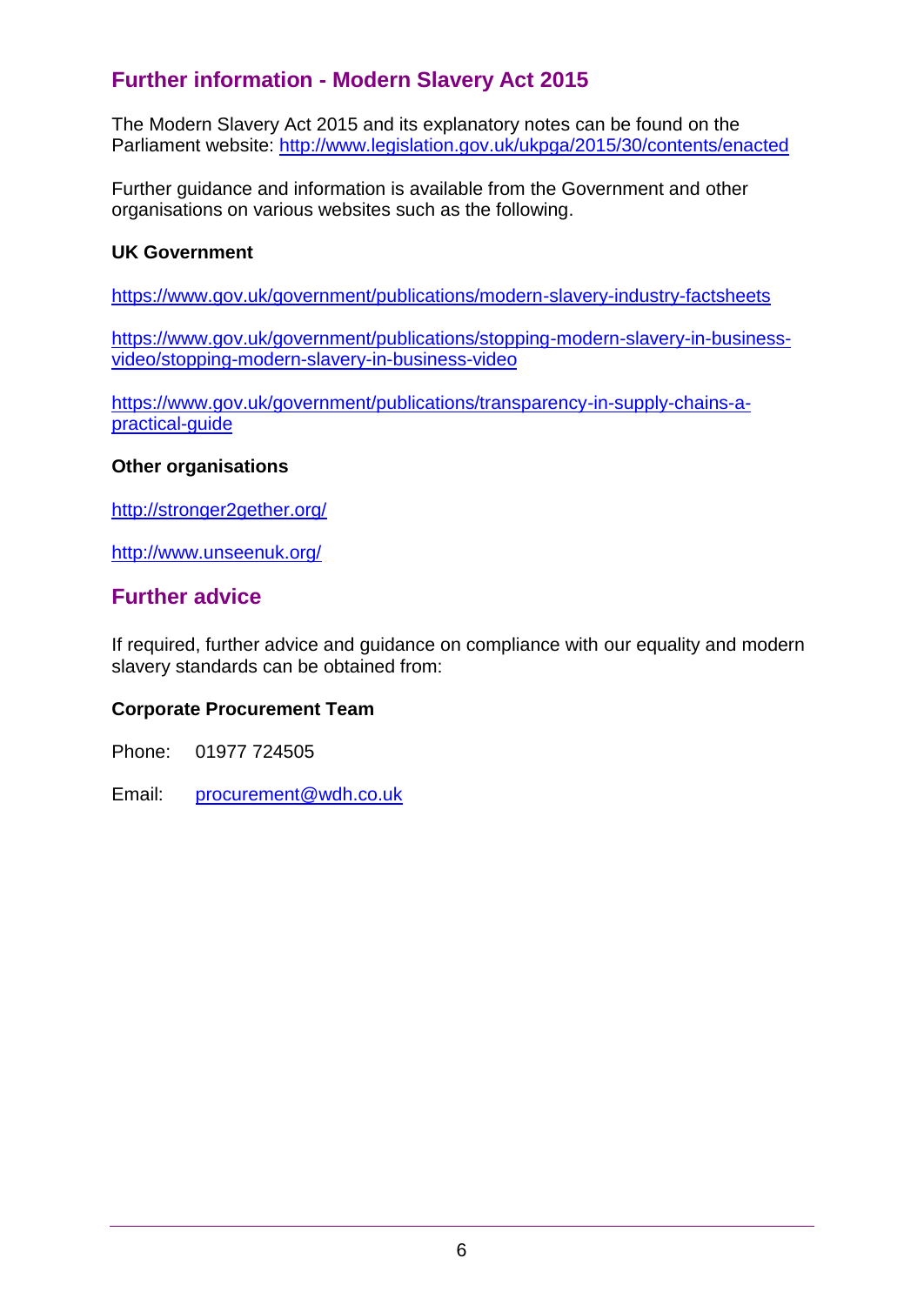## Further information - Modern Slavery Act 2015

The Modern Slavery Act 2015 and its explanatory notes can be found on the Parliament website: http://www.legislation.gov.uk/ukpga/2015/30/contents/enacted

Further guidance and information is available from the Government and other organisations on various websites such as the following.

**UK Government**

https://www.gov.uk/government/publications/modern-slavery-industry-factsheets

https://www.gov.uk/government/publications/stopping-modern-slavery-in-business-video/stopping-modern-slavery-in-business-video

https://www.gov.uk/government/publications/transparency-in-supply-chains-a-practical-guide

**Other organisations**

http://stronger2gether.org/

http://www.unseenuk.org/

## Further advice

If required, further advice and guidance on compliance with our equality and modern slavery standards can be obtained from:

**Corporate Procurement Team**

Phone: 01977 724505

Email: procurement@wdh.co.uk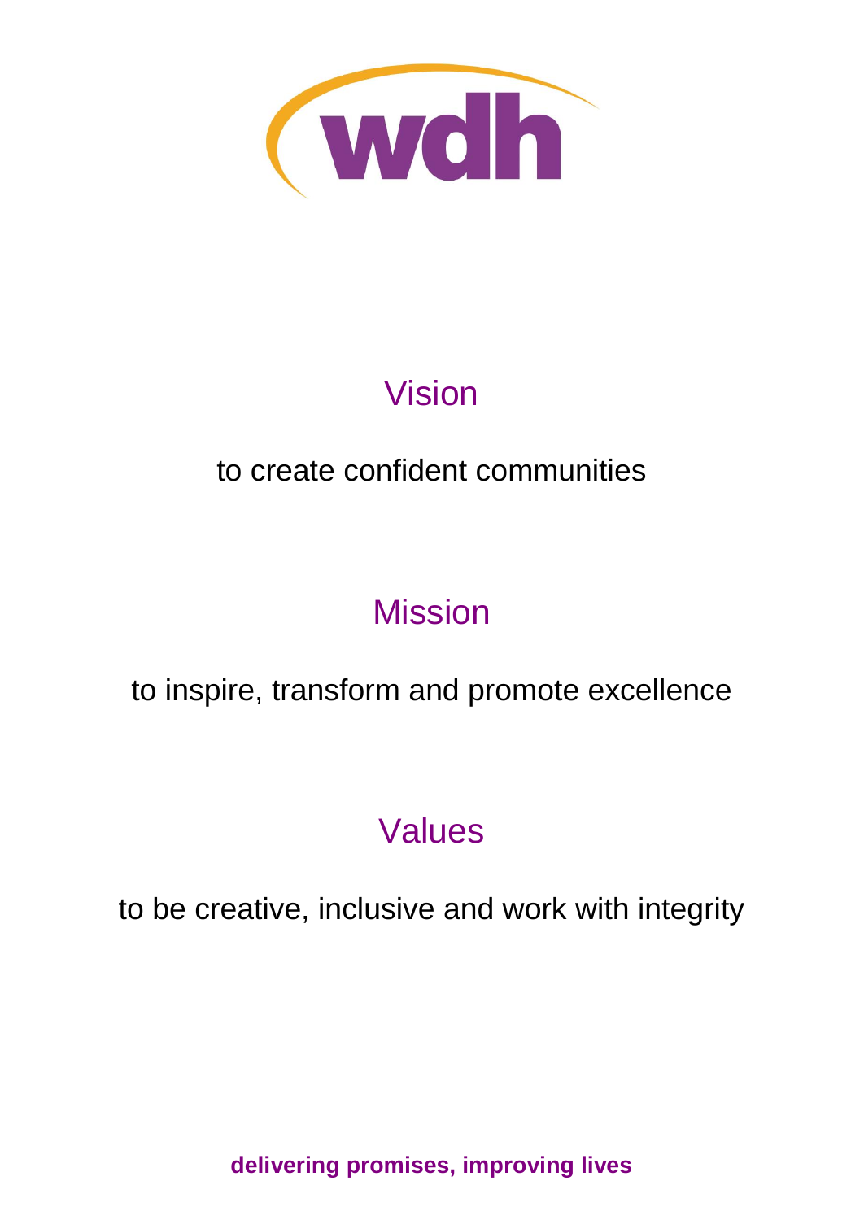wdh

## Vision

to create confident communities

## Mission

to inspire, transform and promote excellence

## Values

to be creative, inclusive and work with integrity

**delivering promises, improving lives**